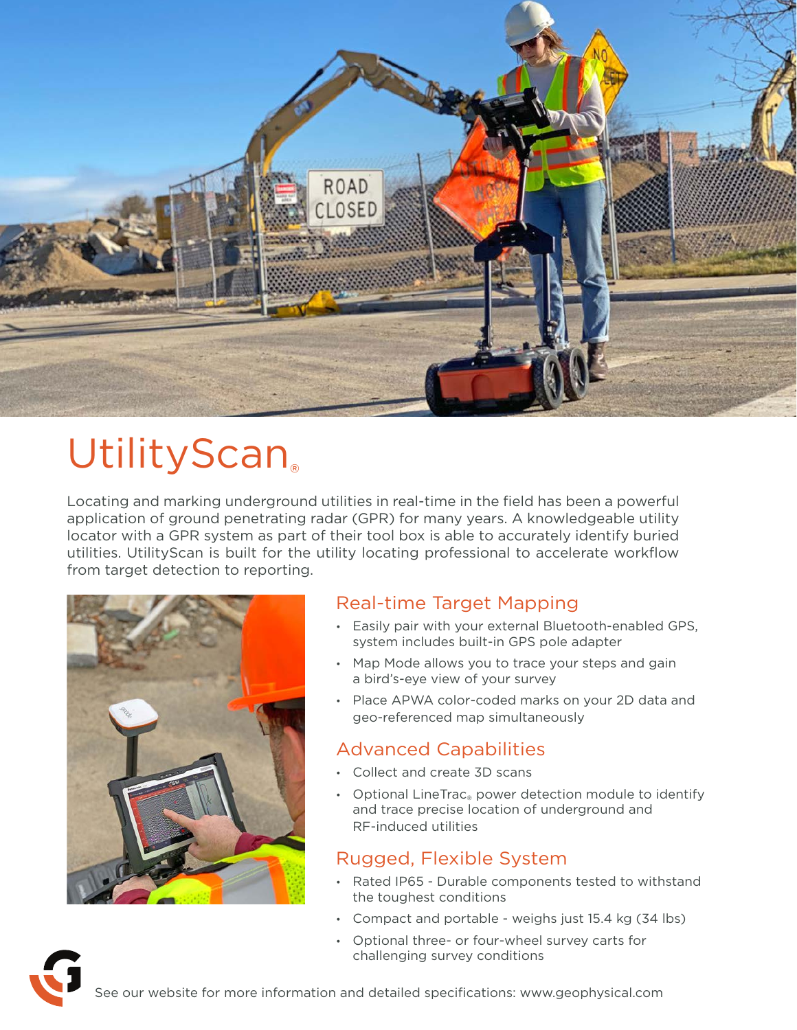# UtilityScan®

Locating and marking underground utilities in real-time in the field has been a powerful application of ground penetrating radar (GPR) for many years. A knowledgeable utility locator with a GPR system as part of their tool box is able to accurately identify buried utilities. UtilityScan is built for the utility locating professional to accelerate workflow from target detection to reporting.

## Real-time Target Mapping

- Easily pair with your external Bluetooth-enabled GPS, system includes built-in GPS pole adapter
- Map Mode allows you to trace your steps and gain a bird's-eye view of your survey
- Place APWA color-coded marks on your 2D data and geo-referenced map simultaneously

## Advanced Capabilities

- Collect and create 3D scans
- Optional LineTrac® power detection module to identify and trace precise location of underground and RF-induced utilities

## Rugged, Flexible System

- Rated IP65 - Durable components tested to withstand the toughest conditions
- Compact and portable - weighs just 15.4 kg (34 lbs)
- Optional three- or four-wheel survey carts for challenging survey conditions

See our website for more information and detailed specifications: www.geophysical.com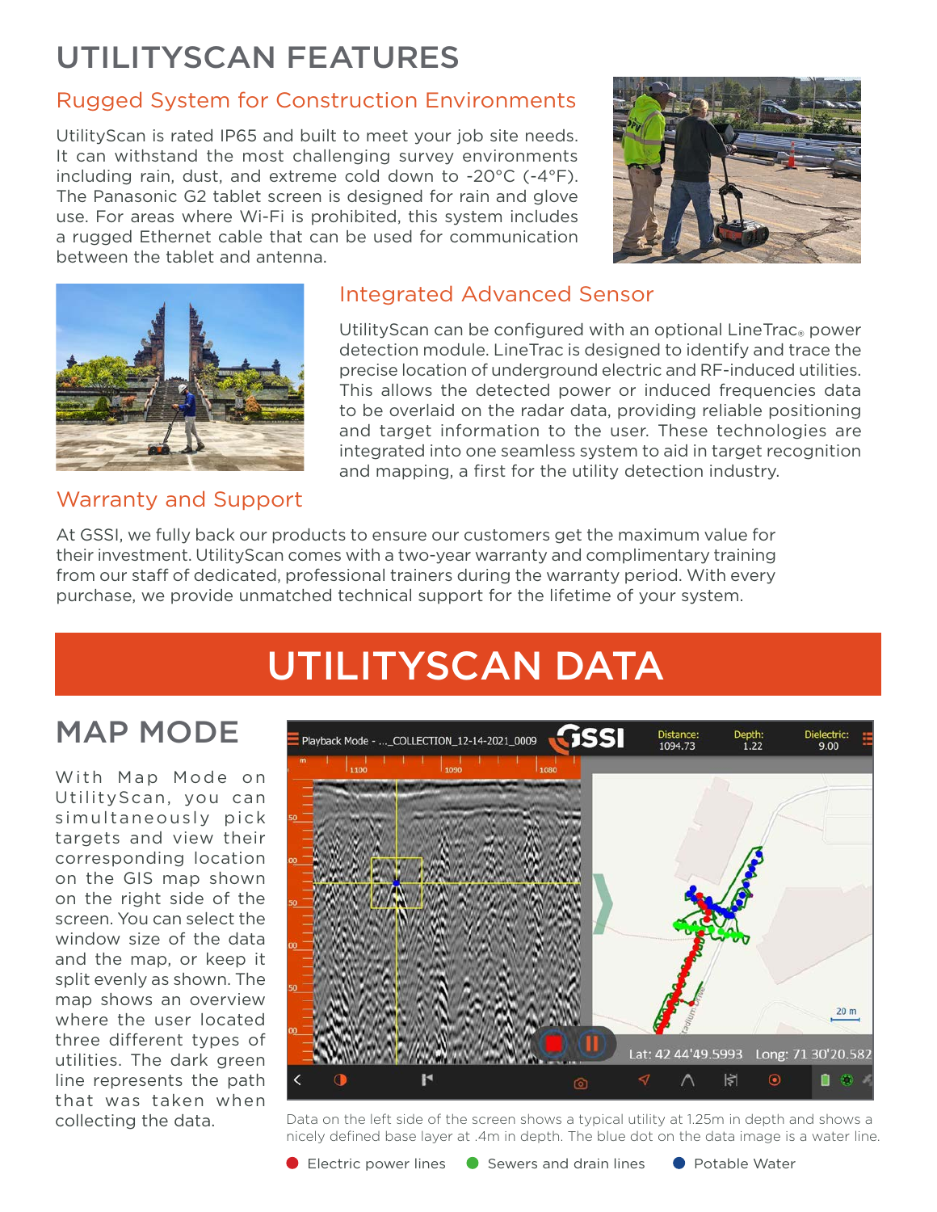# UTILITYSCAN FEATURES

## Rugged System for Construction Environments

UtilityScan is rated IP65 and built to meet your job site needs. It can withstand the most challenging survey environments including rain, dust, and extreme cold down to -20°C (-4°F). The Panasonic G2 tablet screen is designed for rain and glove use. For areas where Wi-Fi is prohibited, this system includes a rugged Ethernet cable that can be used for communication between the tablet and antenna.

## Integrated Advanced Sensor

UtilityScan can be configured with an optional LineTrac® power detection module. LineTrac is designed to identify and trace the precise location of underground electric and RF-induced utilities. This allows the detected power or induced frequencies data to be overlaid on the radar data, providing reliable positioning and target information to the user. These technologies are integrated into one seamless system to aid in target recognition and mapping, a first for the utility detection industry.

## Warranty and Support

At GSSI, we fully back our products to ensure our customers get the maximum value for their investment. UtilityScan comes with a two-year warranty and complimentary training from our staff of dedicated, professional trainers during the warranty period. With every purchase, we provide unmatched technical support for the lifetime of your system.

# UTILITYSCAN DATA

## MAP MODE

With Map Mode on UtilityScan, you can simultaneously pick targets and view their corresponding location on the GIS map shown on the right side of the screen. You can select the window size of the data and the map, or keep it split evenly as shown. The map shows an overview where the user located three different types of utilities. The dark green line represents the path that was taken when collecting the data.

Data on the left side of the screen shows a typical utility at 1.25m in depth and shows a nicely defined base layer at .4m in depth. The blue dot on the data image is a water line.

● Electric power lines ● Sewers and drain lines ● Potable Water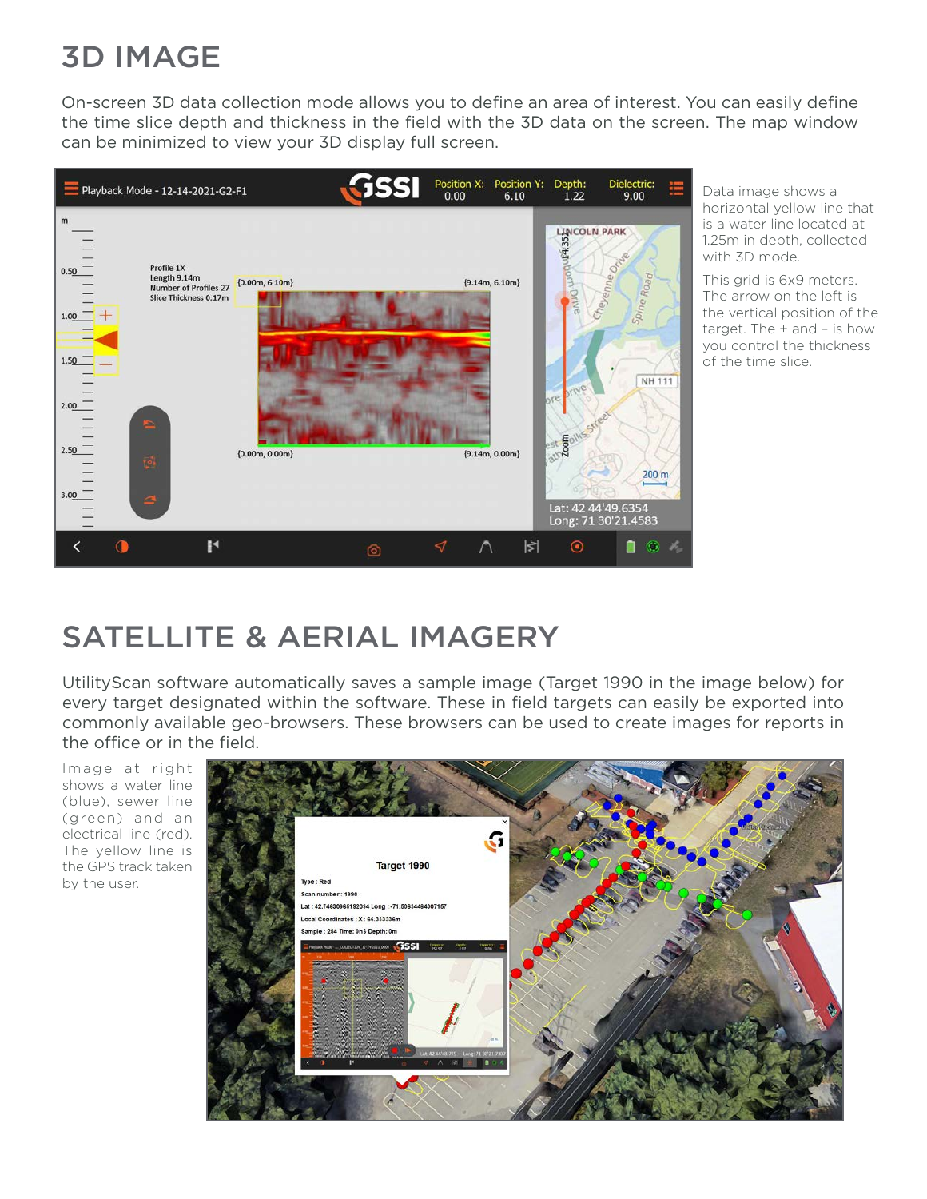# 3D IMAGE

On-screen 3D data collection mode allows you to define an area of interest. You can easily define the time slice depth and thickness in the field with the 3D data on the screen. The map window can be minimized to view your 3D display full screen.

Data image shows a horizontal yellow line that is a water line located at 1.25m in depth, collected with 3D mode.

This grid is 6x9 meters. The arrow on the left is the vertical position of the target. The + and – is how you control the thickness of the time slice.

# SATELLITE & AERIAL IMAGERY

UtilityScan software automatically saves a sample image (Target 1990 in the image below) for every target designated within the software. These in field targets can easily be exported into commonly available geo-browsers. These browsers can be used to create images for reports in the office or in the field.

Image at right shows a water line (blue), sewer line (green) and an electrical line (red). The yellow line is the GPS track taken by the user.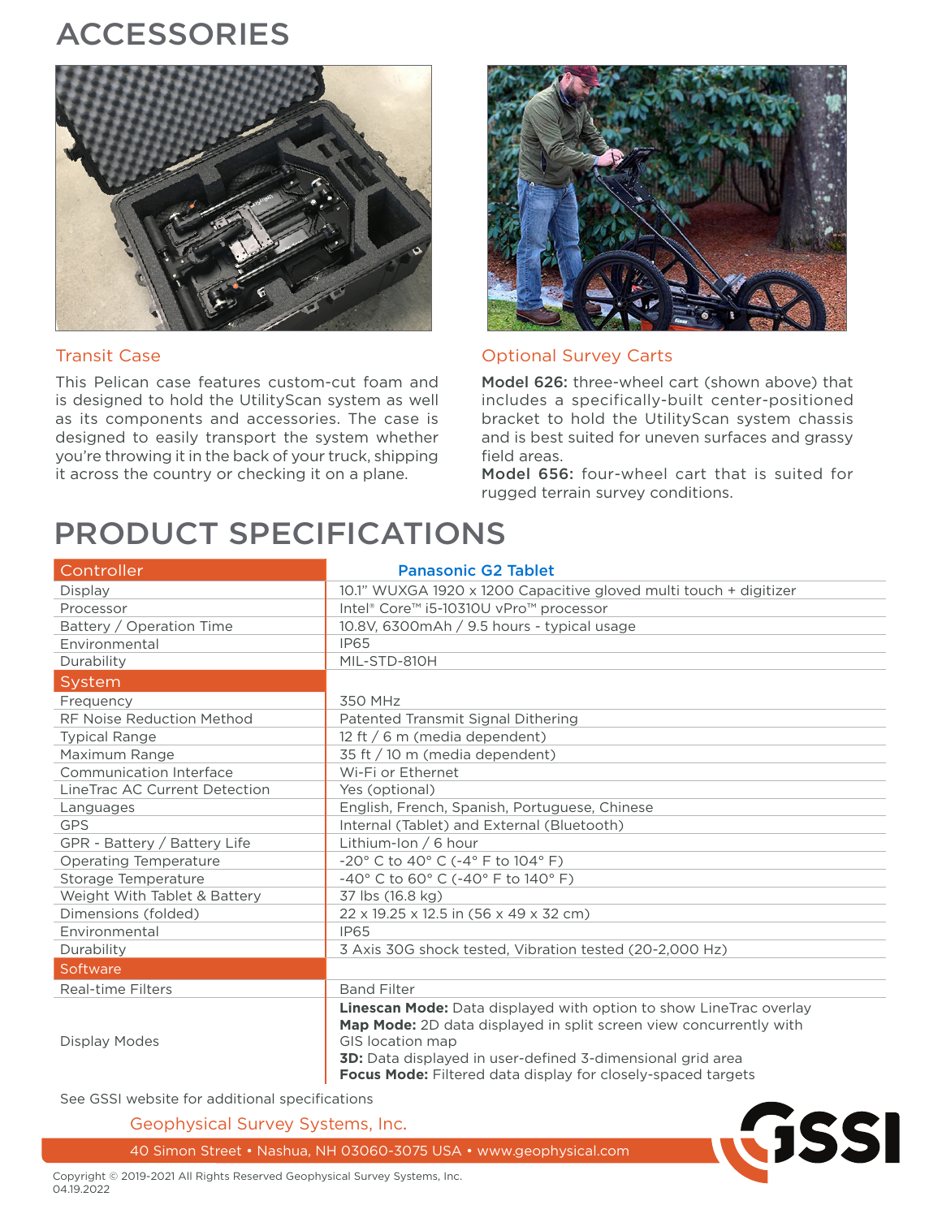# ACCESSORIES

## Transit Case

This Pelican case features custom-cut foam and is designed to hold the UtilityScan system as well as its components and accessories. The case is designed to easily transport the system whether you're throwing it in the back of your truck, shipping it across the country or checking it on a plane.

## Optional Survey Carts

**Model 626:** three-wheel cart (shown above) that includes a specifically-built center-positioned bracket to hold the UtilityScan system chassis and is best suited for uneven surfaces and grassy field areas.
**Model 656:** four-wheel cart that is suited for rugged terrain survey conditions.

# PRODUCT SPECIFICATIONS

| Controller | Panasonic G2 Tablet |
|---|---|
| Display | 10.1" WUXGA 1920 x 1200 Capacitive gloved multi touch + digitizer |
| Processor | Intel® Core™ i5-10310U vPro™ processor |
| Battery / Operation Time | 10.8V, 6300mAh / 9.5 hours - typical usage |
| Environmental | IP65 |
| Durability | MIL-STD-810H |
| **System** | |
| Frequency | 350 MHz |
| RF Noise Reduction Method | Patented Transmit Signal Dithering |
| Typical Range | 12 ft / 6 m (media dependent) |
| Maximum Range | 35 ft / 10 m (media dependent) |
| Communication Interface | Wi-Fi or Ethernet |
| LineTrac AC Current Detection | Yes (optional) |
| Languages | English, French, Spanish, Portuguese, Chinese |
| GPS | Internal (Tablet) and External (Bluetooth) |
| GPR - Battery / Battery Life | Lithium-Ion / 6 hour |
| Operating Temperature | -20° C to 40° C (-4° F to 104° F) |
| Storage Temperature | -40° C to 60° C (-40° F to 140° F) |
| Weight With Tablet & Battery | 37 lbs (16.8 kg) |
| Dimensions (folded) | 22 x 19.25 x 12.5 in (56 x 49 x 32 cm) |
| Environmental | IP65 |
| Durability | 3 Axis 30G shock tested, Vibration tested (20-2,000 Hz) |
| **Software** | |
| Real-time Filters | Band Filter |
| Display Modes | **Linescan Mode:** Data displayed with option to show LineTrac overlay<br>**Map Mode:** 2D data displayed in split screen view concurrently with GIS location map<br>**3D:** Data displayed in user-defined 3-dimensional grid area<br>**Focus Mode:** Filtered data display for closely-spaced targets |

See GSSI website for additional specifications

Geophysical Survey Systems, Inc.

40 Simon Street • Nashua, NH 03060-3075 USA • www.geophysical.com

GSSI

Copyright © 2019-2021 All Rights Reserved Geophysical Survey Systems, Inc.
04.19.2022